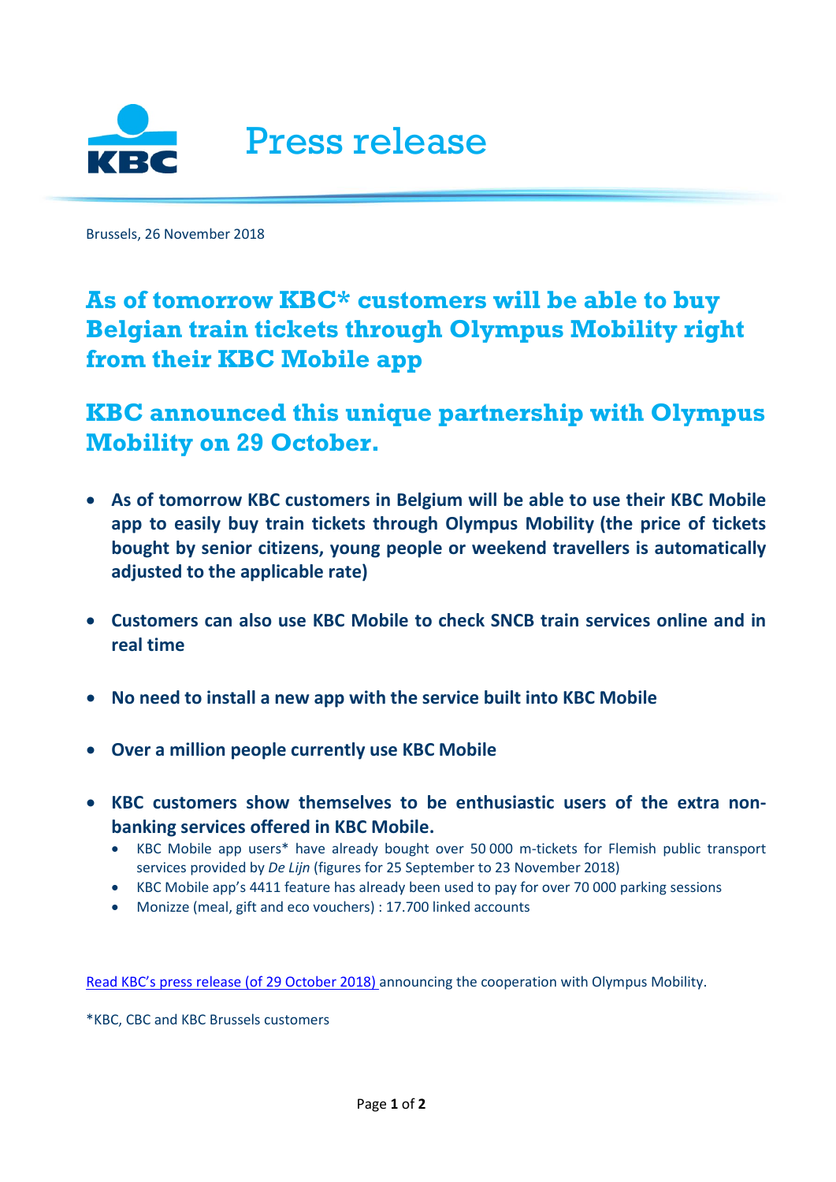# Press release

Brussels, 26 November 2018

## As of tomorrow KBC* customers will be able to buy Belgian train tickets through Olympus Mobility right from their KBC Mobile app

## KBC announced this unique partnership with Olympus Mobility on 29 October.

- **As of tomorrow KBC customers in Belgium will be able to use their KBC Mobile app to easily buy train tickets through Olympus Mobility (the price of tickets bought by senior citizens, young people or weekend travellers is automatically adjusted to the applicable rate)**
- **Customers can also use KBC Mobile to check SNCB train services online and in real time**
- **No need to install a new app with the service built into KBC Mobile**
- **Over a million people currently use KBC Mobile**
- **KBC customers show themselves to be enthusiastic users of the extra non-banking services offered in KBC Mobile.**
  - KBC Mobile app users* have already bought over 50 000 m-tickets for Flemish public transport services provided by *De Lijn* (figures for 25 September to 23 November 2018)
  - KBC Mobile app's 4411 feature has already been used to pay for over 70 000 parking sessions
  - Monizze (meal, gift and eco vouchers) : 17.700 linked accounts

Read KBC's press release (of 29 October 2018) announcing the cooperation with Olympus Mobility.

*KBC, CBC and KBC Brussels customers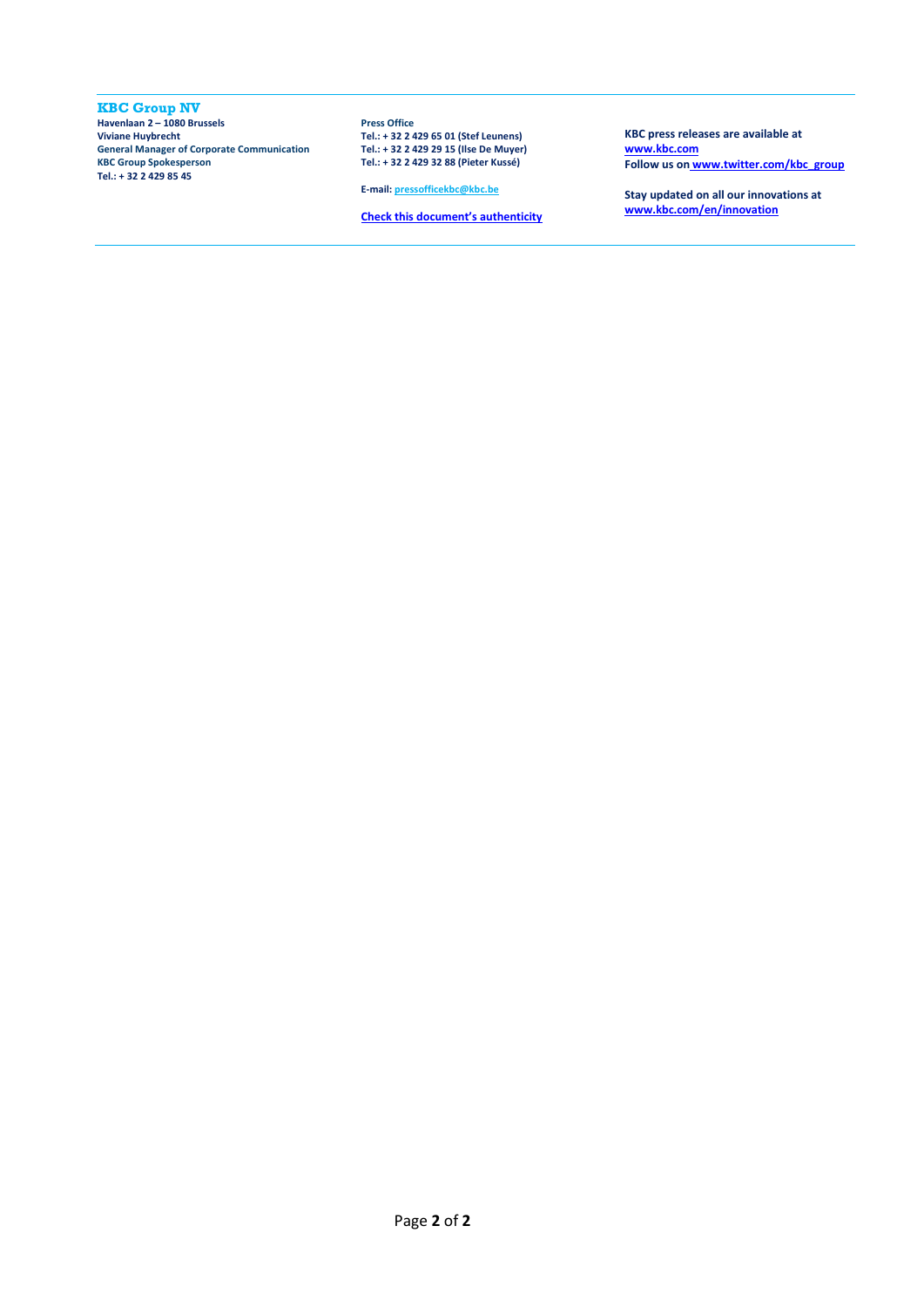**KBC Group NV**
**Havenlaan 2 – 1080 Brussels**
**Viviane Huybrecht**
**General Manager of Corporate Communication**
**KBC Group Spokesperson**
**Tel.: + 32 2 429 85 45**

**Press Office**
**Tel.: + 32 2 429 65 01 (Stef Leunens)**
**Tel.: + 32 2 429 29 15 (Ilse De Muyer)**
**Tel.: + 32 2 429 32 88 (Pieter Kussé)**

**E-mail: pressofficekbc@kbc.be**

**Check this document's authenticity**

**KBC press releases are available at www.kbc.com**
**Follow us on www.twitter.com/kbc_group**

**Stay updated on all our innovations at www.kbc.com/en/innovation**